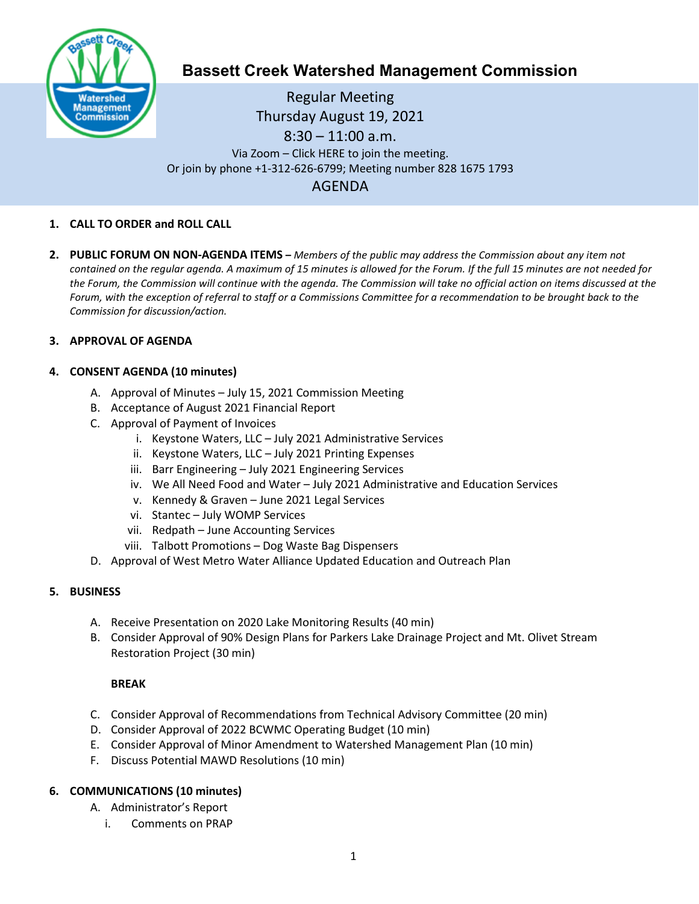# Bassett Creek Watershed Management Commission

Regular Meeting
Thursday August 19, 2021
8:30 – 11:00 a.m.
Via Zoom – Click HERE to join the meeting.
Or join by phone +1-312-626-6799; Meeting number 828 1675 1793

## AGENDA

1. **CALL TO ORDER and ROLL CALL**

2. **PUBLIC FORUM ON NON-AGENDA ITEMS –** *Members of the public may address the Commission about any item not contained on the regular agenda. A maximum of 15 minutes is allowed for the Forum. If the full 15 minutes are not needed for the Forum, the Commission will continue with the agenda. The Commission will take no official action on items discussed at the Forum, with the exception of referral to staff or a Commissions Committee for a recommendation to be brought back to the Commission for discussion/action.*

3. **APPROVAL OF AGENDA**

4. **CONSENT AGENDA (10 minutes)**
   - A. Approval of Minutes – July 15, 2021 Commission Meeting
   - B. Acceptance of August 2021 Financial Report
   - C. Approval of Payment of Invoices
     - i. Keystone Waters, LLC – July 2021 Administrative Services
     - ii. Keystone Waters, LLC – July 2021 Printing Expenses
     - iii. Barr Engineering – July 2021 Engineering Services
     - iv. We All Need Food and Water – July 2021 Administrative and Education Services
     - v. Kennedy & Graven – June 2021 Legal Services
     - vi. Stantec – July WOMP Services
     - vii. Redpath – June Accounting Services
     - viii. Talbott Promotions – Dog Waste Bag Dispensers
   - D. Approval of West Metro Water Alliance Updated Education and Outreach Plan

5. **BUSINESS**
   - A. Receive Presentation on 2020 Lake Monitoring Results (40 min)
   - B. Consider Approval of 90% Design Plans for Parkers Lake Drainage Project and Mt. Olivet Stream Restoration Project (30 min)

   **BREAK**

   - C. Consider Approval of Recommendations from Technical Advisory Committee (20 min)
   - D. Consider Approval of 2022 BCWMC Operating Budget (10 min)
   - E. Consider Approval of Minor Amendment to Watershed Management Plan (10 min)
   - F. Discuss Potential MAWD Resolutions (10 min)

6. **COMMUNICATIONS (10 minutes)**
   - A. Administrator's Report
     - i. Comments on PRAP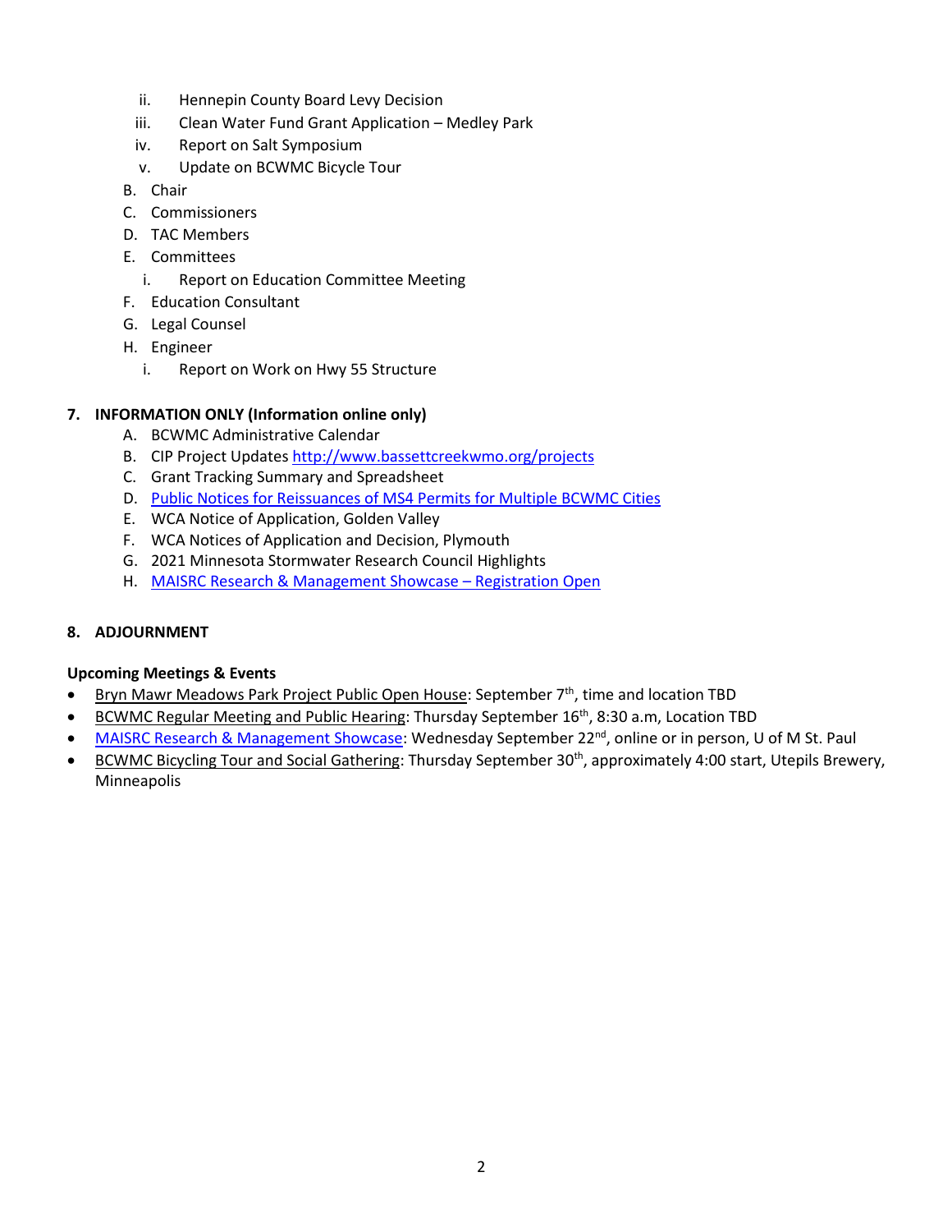ii. Hennepin County Board Levy Decision
   iii. Clean Water Fund Grant Application – Medley Park
   iv. Report on Salt Symposium
   v. Update on BCWMC Bicycle Tour
- B. Chair
- C. Commissioners
- D. TAC Members
- E. Committees
   - i. Report on Education Committee Meeting
- F. Education Consultant
- G. Legal Counsel
- H. Engineer
   - i. Report on Work on Hwy 55 Structure

**7. INFORMATION ONLY (Information online only)**

- A. BCWMC Administrative Calendar
- B. CIP Project Updates http://www.bassettcreekwmo.org/projects
- C. Grant Tracking Summary and Spreadsheet
- D. Public Notices for Reissuances of MS4 Permits for Multiple BCWMC Cities
- E. WCA Notice of Application, Golden Valley
- F. WCA Notices of Application and Decision, Plymouth
- G. 2021 Minnesota Stormwater Research Council Highlights
- H. MAISRC Research & Management Showcase – Registration Open

**8. ADJOURNMENT**

**Upcoming Meetings & Events**

- Bryn Mawr Meadows Park Project Public Open House: September 7th, time and location TBD
- BCWMC Regular Meeting and Public Hearing: Thursday September 16th, 8:30 a.m, Location TBD
- MAISRC Research & Management Showcase: Wednesday September 22nd, online or in person, U of M St. Paul
- BCWMC Bicycling Tour and Social Gathering: Thursday September 30th, approximately 4:00 start, Utepils Brewery, Minneapolis